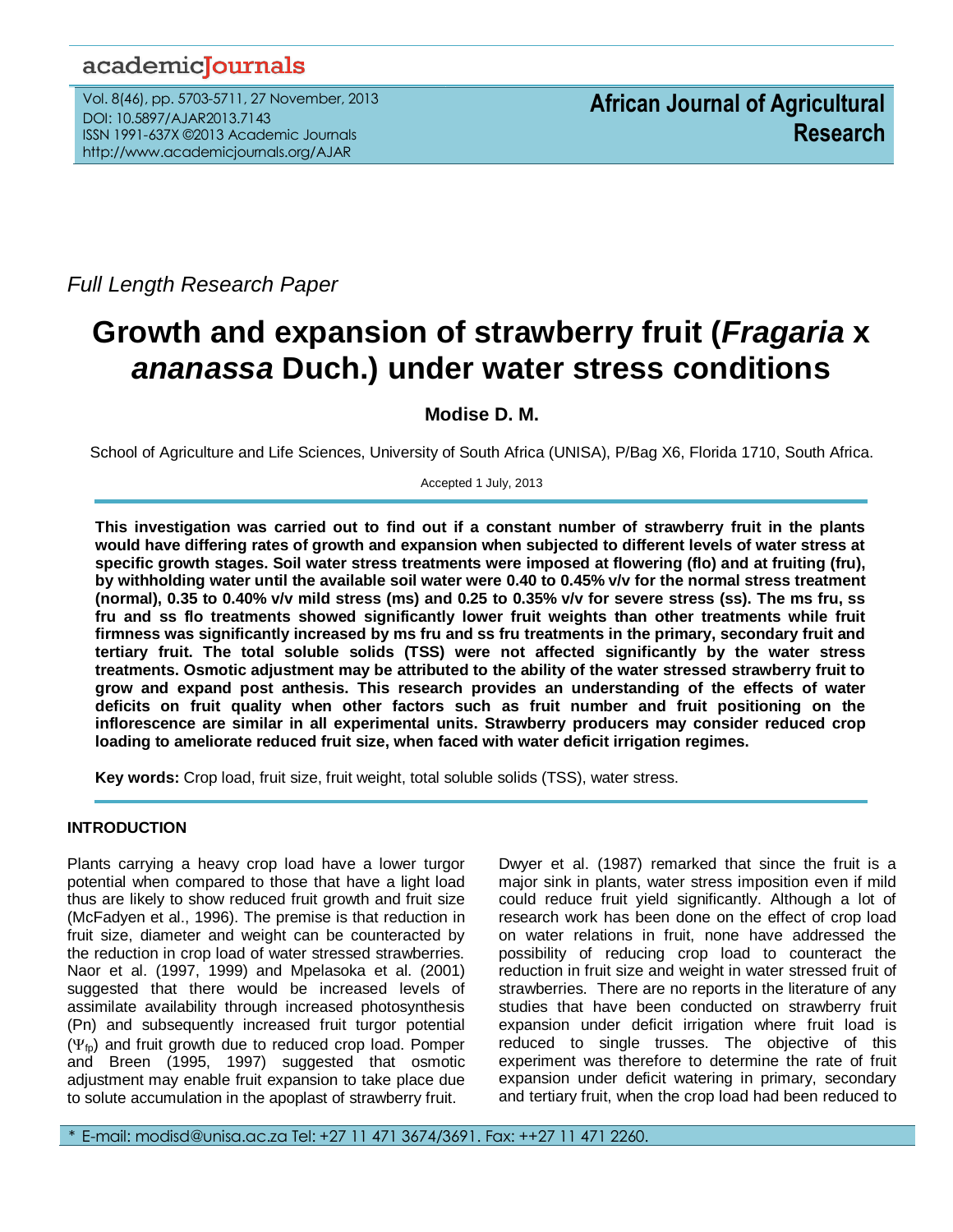*Full Length Research Paper*

# Growth and expansion of strawberry fruit (*Fragaria* x *ananassa* Duch.) under water stress conditions

**Modise D. M.**

School of Agriculture and Life Sciences, University of South Africa (UNISA), P/Bag X6, Florida 1710, South Africa.

Accepted 1 July, 2013

**This investigation was carried out to find out if a constant number of strawberry fruit in the plants would have differing rates of growth and expansion when subjected to different levels of water stress at specific growth stages. Soil water stress treatments were imposed at flowering (flo) and at fruiting (fru), by withholding water until the available soil water were 0.40 to 0.45% v/v for the normal stress treatment (normal), 0.35 to 0.40% v/v mild stress (ms) and 0.25 to 0.35% v/v for severe stress (ss). The ms fru, ss fru and ss flo treatments showed significantly lower fruit weights than other treatments while fruit firmness was significantly increased by ms fru and ss fru treatments in the primary, secondary fruit and tertiary fruit. The total soluble solids (TSS) were not affected significantly by the water stress treatments. Osmotic adjustment may be attributed to the ability of the water stressed strawberry fruit to grow and expand post anthesis. This research provides an understanding of the effects of water deficits on fruit quality when other factors such as fruit number and fruit positioning on the inflorescence are similar in all experimental units. Strawberry producers may consider reduced crop loading to ameliorate reduced fruit size, when faced with water deficit irrigation regimes.**

**Key words:** Crop load, fruit size, fruit weight, total soluble solids (TSS), water stress.

## INTRODUCTION

Plants carrying a heavy crop load have a lower turgor potential when compared to those that have a light load thus are likely to show reduced fruit growth and fruit size (McFadyen et al., 1996). The premise is that reduction in fruit size, diameter and weight can be counteracted by the reduction in crop load of water stressed strawberries. Naor et al. (1997, 1999) and Mpelasoka et al. (2001) suggested that there would be increased levels of assimilate availability through increased photosynthesis (Pn) and subsequently increased fruit turgor potential ($\Psi_{fp}$) and fruit growth due to reduced crop load. Pomper and Breen (1995, 1997) suggested that osmotic adjustment may enable fruit expansion to take place due to solute accumulation in the apoplast of strawberry fruit.

Dwyer et al. (1987) remarked that since the fruit is a major sink in plants, water stress imposition even if mild could reduce fruit yield significantly. Although a lot of research work has been done on the effect of crop load on water relations in fruit, none have addressed the possibility of reducing crop load to counteract the reduction in fruit size and weight in water stressed fruit of strawberries. There are no reports in the literature of any studies that have been conducted on strawberry fruit expansion under deficit irrigation where fruit load is reduced to single trusses. The objective of this experiment was therefore to determine the rate of fruit expansion under deficit watering in primary, secondary and tertiary fruit, when the crop load had been reduced to

\* E-mail: modisd@unisa.ac.za Tel: +27 11 471 3674/3691. Fax: ++27 11 471 2260.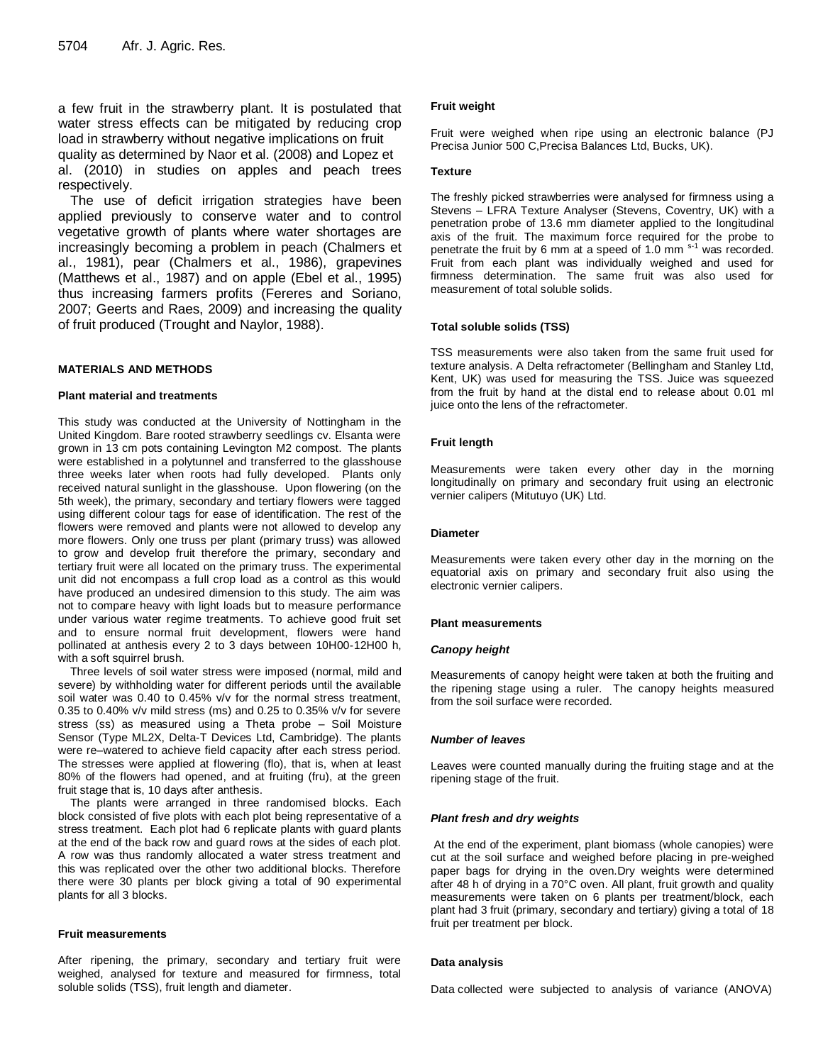a few fruit in the strawberry plant. It is postulated that water stress effects can be mitigated by reducing crop load in strawberry without negative implications on fruit quality as determined by Naor et al. (2008) and Lopez et al. (2010) in studies on apples and peach trees respectively.

The use of deficit irrigation strategies have been applied previously to conserve water and to control vegetative growth of plants where water shortages are increasingly becoming a problem in peach (Chalmers et al., 1981), pear (Chalmers et al., 1986), grapevines (Matthews et al., 1987) and on apple (Ebel et al., 1995) thus increasing farmers profits (Fereres and Soriano, 2007; Geerts and Raes, 2009) and increasing the quality of fruit produced (Trought and Naylor, 1988).

## MATERIALS AND METHODS

### Plant material and treatments

This study was conducted at the University of Nottingham in the United Kingdom. Bare rooted strawberry seedlings cv. Elsanta were grown in 13 cm pots containing Levington M2 compost. The plants were established in a polytunnel and transferred to the glasshouse three weeks later when roots had fully developed. Plants only received natural sunlight in the glasshouse. Upon flowering (on the 5th week), the primary, secondary and tertiary flowers were tagged using different colour tags for ease of identification. The rest of the flowers were removed and plants were not allowed to develop any more flowers. Only one truss per plant (primary truss) was allowed to grow and develop fruit therefore the primary, secondary and tertiary fruit were all located on the primary truss. The experimental unit did not encompass a full crop load as a control as this would have produced an undesired dimension to this study. The aim was not to compare heavy with light loads but to measure performance under various water regime treatments. To achieve good fruit set and to ensure normal fruit development, flowers were hand pollinated at anthesis every 2 to 3 days between 10H00-12H00 h, with a soft squirrel brush.

Three levels of soil water stress were imposed (normal, mild and severe) by withholding water for different periods until the available soil water was 0.40 to 0.45% v/v for the normal stress treatment, 0.35 to 0.40% v/v mild stress (ms) and 0.25 to 0.35% v/v for severe stress (ss) as measured using a Theta probe – Soil Moisture Sensor (Type ML2X, Delta-T Devices Ltd, Cambridge). The plants were re–watered to achieve field capacity after each stress period. The stresses were applied at flowering (flo), that is, when at least 80% of the flowers had opened, and at fruiting (fru), at the green fruit stage that is, 10 days after anthesis.

The plants were arranged in three randomised blocks. Each block consisted of five plots with each plot being representative of a stress treatment. Each plot had 6 replicate plants with guard plants at the end of the back row and guard rows at the sides of each plot. A row was thus randomly allocated a water stress treatment and this was replicated over the other two additional blocks. Therefore there were 30 plants per block giving a total of 90 experimental plants for all 3 blocks.

### Fruit measurements

After ripening, the primary, secondary and tertiary fruit were weighed, analysed for texture and measured for firmness, total soluble solids (TSS), fruit length and diameter.

### Fruit weight

Fruit were weighed when ripe using an electronic balance (PJ Precisa Junior 500 C,Precisa Balances Ltd, Bucks, UK).

### Texture

The freshly picked strawberries were analysed for firmness using a Stevens – LFRA Texture Analyser (Stevens, Coventry, UK) with a penetration probe of 13.6 mm diameter applied to the longitudinal axis of the fruit. The maximum force required for the probe to penetrate the fruit by 6 mm at a speed of 1.0 mm $^{s-1}$ was recorded. Fruit from each plant was individually weighed and used for firmness determination. The same fruit was also used for measurement of total soluble solids.

### Total soluble solids (TSS)

TSS measurements were also taken from the same fruit used for texture analysis. A Delta refractometer (Bellingham and Stanley Ltd, Kent, UK) was used for measuring the TSS. Juice was squeezed from the fruit by hand at the distal end to release about 0.01 ml juice onto the lens of the refractometer.

### Fruit length

Measurements were taken every other day in the morning longitudinally on primary and secondary fruit using an electronic vernier calipers (Mitutuyo (UK) Ltd.

### Diameter

Measurements were taken every other day in the morning on the equatorial axis on primary and secondary fruit also using the electronic vernier calipers.

### Plant measurements

#### *Canopy height*

Measurements of canopy height were taken at both the fruiting and the ripening stage using a ruler. The canopy heights measured from the soil surface were recorded.

#### *Number of leaves*

Leaves were counted manually during the fruiting stage and at the ripening stage of the fruit.

#### *Plant fresh and dry weights*

At the end of the experiment, plant biomass (whole canopies) were cut at the soil surface and weighed before placing in pre-weighed paper bags for drying in the oven.Dry weights were determined after 48 h of drying in a 70°C oven. All plant, fruit growth and quality measurements were taken on 6 plants per treatment/block, each plant had 3 fruit (primary, secondary and tertiary) giving a total of 18 fruit per treatment per block.

### Data analysis

Data collected were subjected to analysis of variance (ANOVA)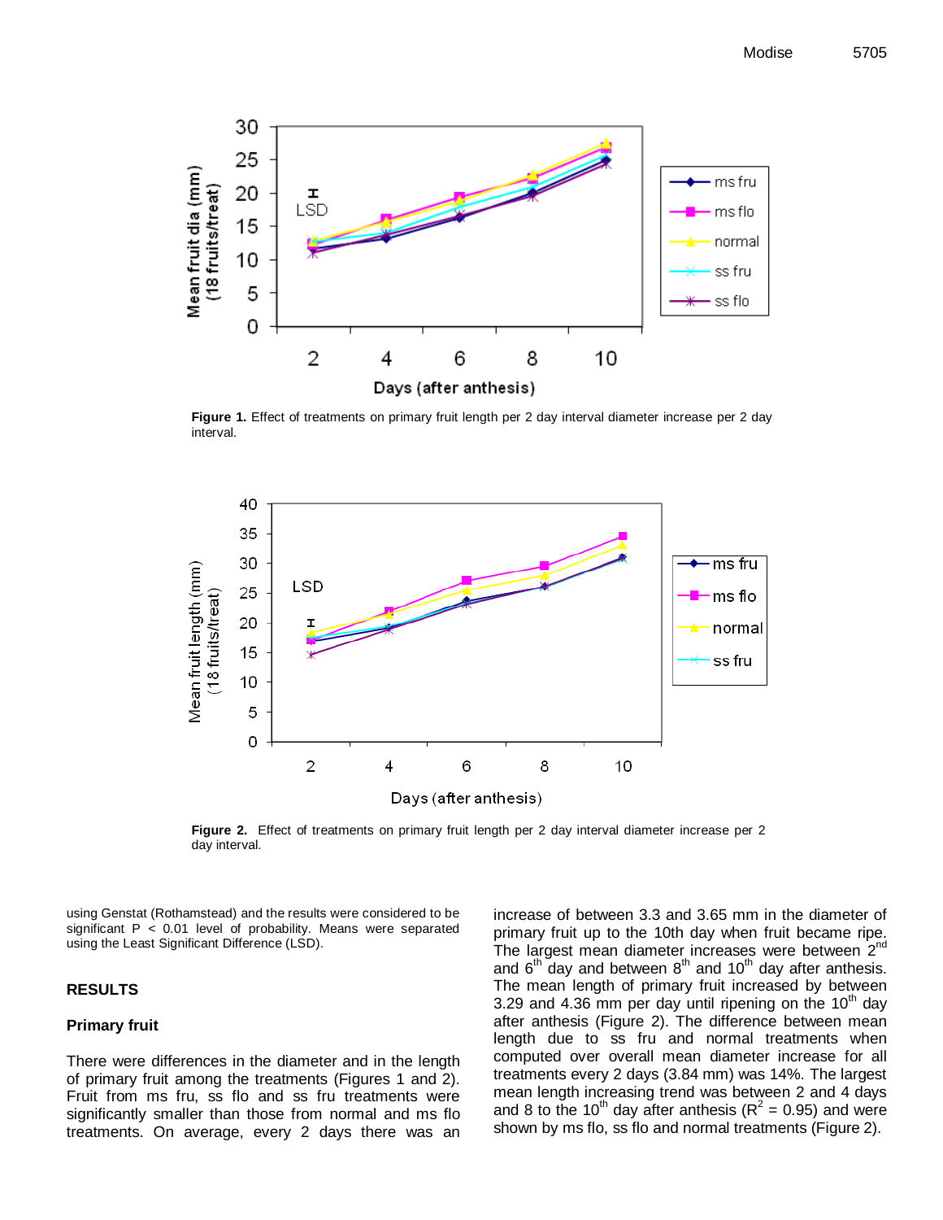**Figure 1.** Effect of treatments on primary fruit length per 2 day interval diameter increase per 2 day interval.

**Figure 2.** Effect of treatments on primary fruit length per 2 day interval diameter increase per 2 day interval.

using Genstat (Rothamstead) and the results were considered to be significant P < 0.01 level of probability. Means were separated using the Least Significant Difference (LSD).

## RESULTS

### Primary fruit

There were differences in the diameter and in the length of primary fruit among the treatments (Figures 1 and 2). Fruit from ms fru, ss flo and ss fru treatments were significantly smaller than those from normal and ms flo treatments. On average, every 2 days there was an increase of between 3.3 and 3.65 mm in the diameter of primary fruit up to the 10th day when fruit became ripe. The largest mean diameter increases were between 2nd and 6th day and between 8th and 10th day after anthesis. The mean length of primary fruit increased by between 3.29 and 4.36 mm per day until ripening on the 10th day after anthesis (Figure 2). The difference between mean length due to ss fru and normal treatments when computed over overall mean diameter increase for all treatments every 2 days (3.84 mm) was 14%. The largest mean length increasing trend was between 2 and 4 days and 8 to the 10th day after anthesis ($R^2$ = 0.95) and were shown by ms flo, ss flo and normal treatments (Figure 2).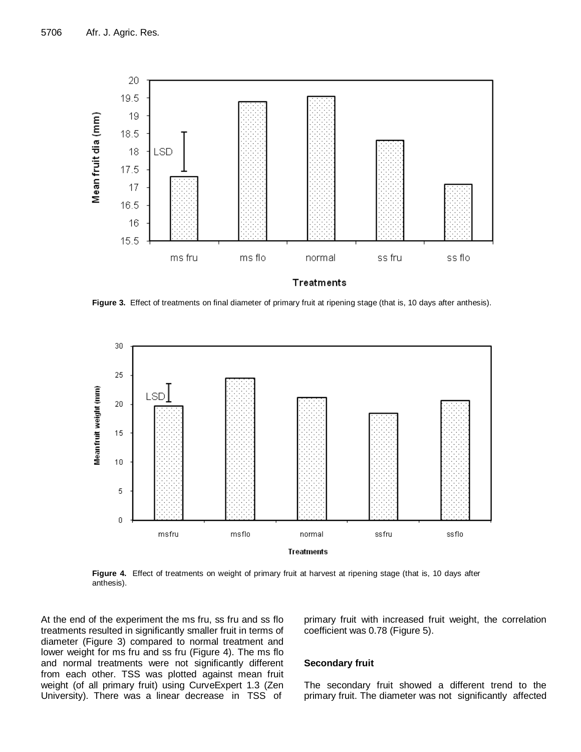Figure 3. Effect of treatments on final diameter of primary fruit at ripening stage (that is, 10 days after anthesis).

Figure 4. Effect of treatments on weight of primary fruit at harvest at ripening stage (that is, 10 days after anthesis).

At the end of the experiment the ms fru, ss fru and ss flo treatments resulted in significantly smaller fruit in terms of diameter (Figure 3) compared to normal treatment and lower weight for ms fru and ss fru (Figure 4). The ms flo and normal treatments were not significantly different from each other. TSS was plotted against mean fruit weight (of all primary fruit) using CurveExpert 1.3 (Zen University). There was a linear decrease in TSS of primary fruit with increased fruit weight, the correlation coefficient was 0.78 (Figure 5).

### Secondary fruit

The secondary fruit showed a different trend to the primary fruit. The diameter was not significantly affected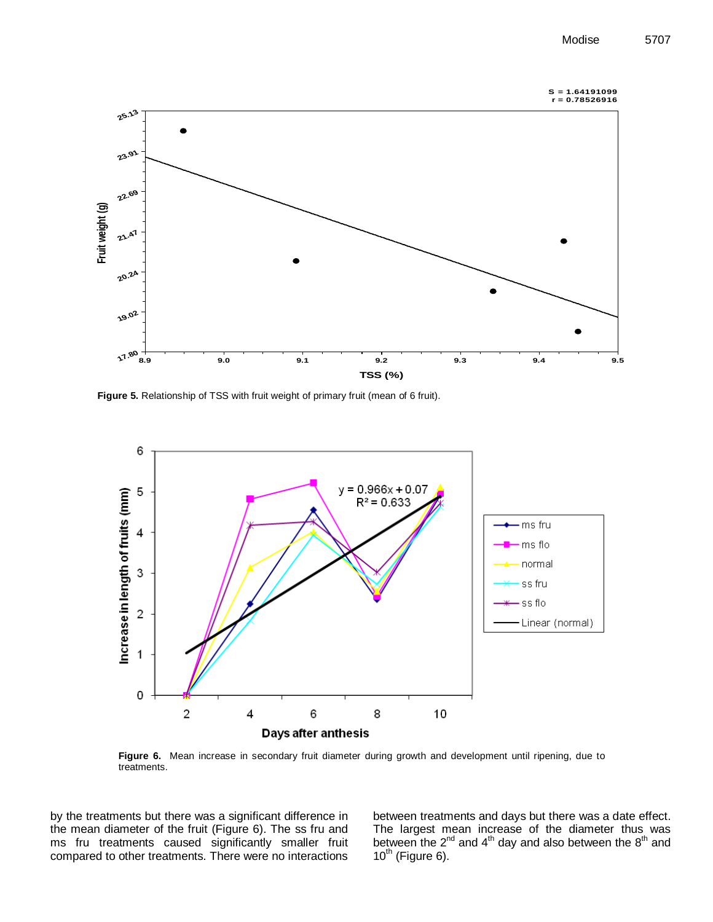**Figure 5.** Relationship of TSS with fruit weight of primary fruit (mean of 6 fruit).

**Figure 6.** Mean increase in secondary fruit diameter during growth and development until ripening, due to treatments.

by the treatments but there was a significant difference in the mean diameter of the fruit (Figure 6). The ss fru and ms fru treatments caused significantly smaller fruit compared to other treatments. There were no interactions between treatments and days but there was a date effect. The largest mean increase of the diameter thus was between the $2^{nd}$ and $4^{th}$ day and also between the $8^{th}$ and $10^{th}$ (Figure 6).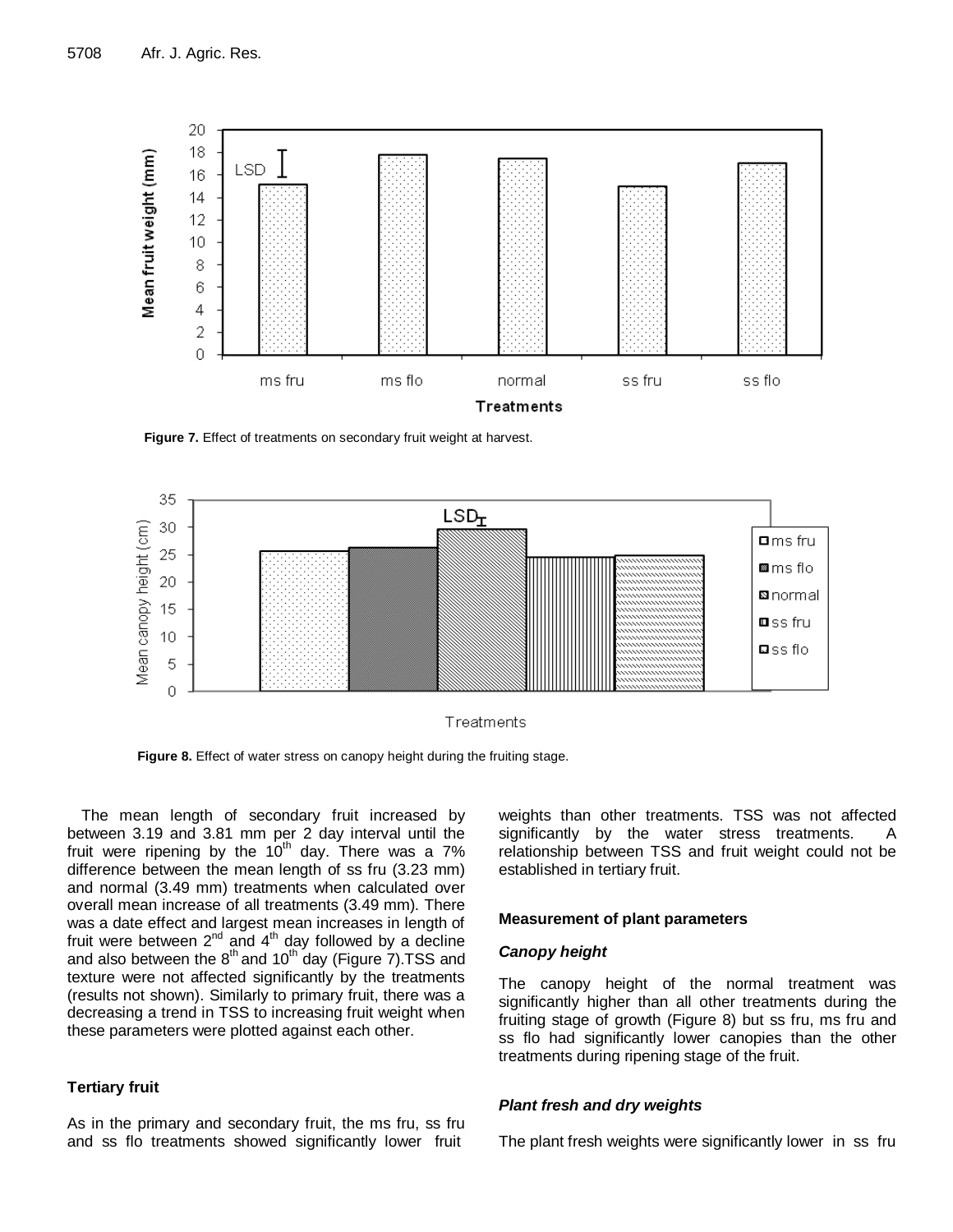Figure 7. Effect of treatments on secondary fruit weight at harvest.

Figure 8. Effect of water stress on canopy height during the fruiting stage.

The mean length of secondary fruit increased by between 3.19 and 3.81 mm per 2 day interval until the fruit were ripening by the 10th day. There was a 7% difference between the mean length of ss fru (3.23 mm) and normal (3.49 mm) treatments when calculated over overall mean increase of all treatments (3.49 mm). There was a date effect and largest mean increases in length of fruit were between 2nd and 4th day followed by a decline and also between the 8th and 10th day (Figure 7).TSS and texture were not affected significantly by the treatments (results not shown). Similarly to primary fruit, there was a decreasing a trend in TSS to increasing fruit weight when these parameters were plotted against each other.

### Tertiary fruit

As in the primary and secondary fruit, the ms fru, ss fru and ss flo treatments showed significantly lower fruit weights than other treatments. TSS was not affected significantly by the water stress treatments. A relationship between TSS and fruit weight could not be established in tertiary fruit.

### Measurement of plant parameters

#### *Canopy height*

The canopy height of the normal treatment was significantly higher than all other treatments during the fruiting stage of growth (Figure 8) but ss fru, ms fru and ss flo had significantly lower canopies than the other treatments during ripening stage of the fruit.

#### *Plant fresh and dry weights*

The plant fresh weights were significantly lower in ss fru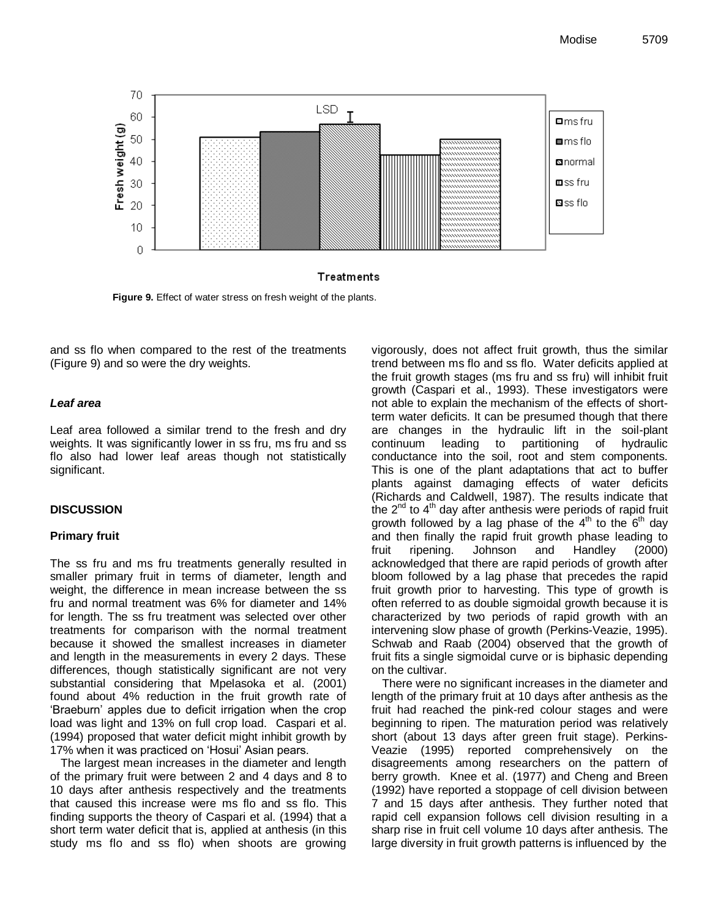Figure 9. Effect of water stress on fresh weight of the plants.

and ss flo when compared to the rest of the treatments (Figure 9) and so were the dry weights.

### *Leaf area*

Leaf area followed a similar trend to the fresh and dry weights. It was significantly lower in ss fru, ms fru and ss flo also had lower leaf areas though not statistically significant.

## DISCUSSION

### Primary fruit

The ss fru and ms fru treatments generally resulted in smaller primary fruit in terms of diameter, length and weight, the difference in mean increase between the ss fru and normal treatment was 6% for diameter and 14% for length. The ss fru treatment was selected over other treatments for comparison with the normal treatment because it showed the smallest increases in diameter and length in the measurements in every 2 days. These differences, though statistically significant are not very substantial considering that Mpelasoka et al. (2001) found about 4% reduction in the fruit growth rate of 'Braeburn' apples due to deficit irrigation when the crop load was light and 13% on full crop load. Caspari et al. (1994) proposed that water deficit might inhibit growth by 17% when it was practiced on 'Hosui' Asian pears.

The largest mean increases in the diameter and length of the primary fruit were between 2 and 4 days and 8 to 10 days after anthesis respectively and the treatments that caused this increase were ms flo and ss flo. This finding supports the theory of Caspari et al. (1994) that a short term water deficit that is, applied at anthesis (in this study ms flo and ss flo) when shoots are growing vigorously, does not affect fruit growth, thus the similar trend between ms flo and ss flo. Water deficits applied at the fruit growth stages (ms fru and ss fru) will inhibit fruit growth (Caspari et al., 1993). These investigators were not able to explain the mechanism of the effects of short-term water deficits. It can be presumed though that there are changes in the hydraulic lift in the soil-plant continuum leading to partitioning of hydraulic conductance into the soil, root and stem components. This is one of the plant adaptations that act to buffer plants against damaging effects of water deficits (Richards and Caldwell, 1987). The results indicate that the 2nd to 4th day after anthesis were periods of rapid fruit growth followed by a lag phase of the 4th to the 6th day and then finally the rapid fruit growth phase leading to fruit ripening. Johnson and Handley (2000) acknowledged that there are rapid periods of growth after bloom followed by a lag phase that precedes the rapid fruit growth prior to harvesting. This type of growth is often referred to as double sigmoidal growth because it is characterized by two periods of rapid growth with an intervening slow phase of growth (Perkins-Veazie, 1995). Schwab and Raab (2004) observed that the growth of fruit fits a single sigmoidal curve or is biphasic depending on the cultivar.

There were no significant increases in the diameter and length of the primary fruit at 10 days after anthesis as the fruit had reached the pink-red colour stages and were beginning to ripen. The maturation period was relatively short (about 13 days after green fruit stage). Perkins-Veazie (1995) reported comprehensively on the disagreements among researchers on the pattern of berry growth. Knee et al. (1977) and Cheng and Breen (1992) have reported a stoppage of cell division between 7 and 15 days after anthesis. They further noted that rapid cell expansion follows cell division resulting in a sharp rise in fruit cell volume 10 days after anthesis. The large diversity in fruit growth patterns is influenced by the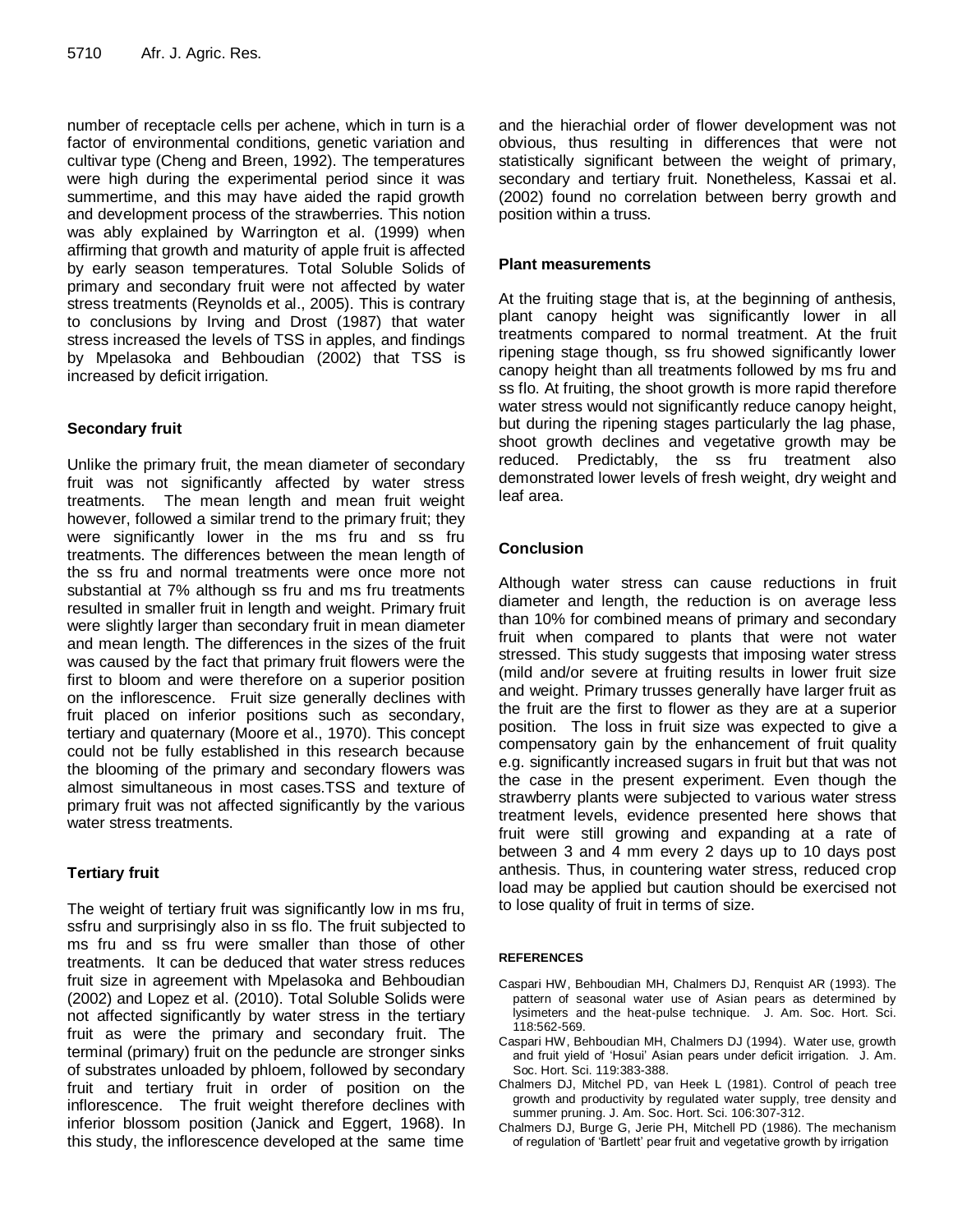number of receptacle cells per achene, which in turn is a factor of environmental conditions, genetic variation and cultivar type (Cheng and Breen, 1992). The temperatures were high during the experimental period since it was summertime, and this may have aided the rapid growth and development process of the strawberries. This notion was ably explained by Warrington et al. (1999) when affirming that growth and maturity of apple fruit is affected by early season temperatures. Total Soluble Solids of primary and secondary fruit were not affected by water stress treatments (Reynolds et al., 2005). This is contrary to conclusions by Irving and Drost (1987) that water stress increased the levels of TSS in apples, and findings by Mpelasoka and Behboudian (2002) that TSS is increased by deficit irrigation.

### Secondary fruit

Unlike the primary fruit, the mean diameter of secondary fruit was not significantly affected by water stress treatments. The mean length and mean fruit weight however, followed a similar trend to the primary fruit; they were significantly lower in the ms fru and ss fru treatments. The differences between the mean length of the ss fru and normal treatments were once more not substantial at 7% although ss fru and ms fru treatments resulted in smaller fruit in length and weight. Primary fruit were slightly larger than secondary fruit in mean diameter and mean length. The differences in the sizes of the fruit was caused by the fact that primary fruit flowers were the first to bloom and were therefore on a superior position on the inflorescence. Fruit size generally declines with fruit placed on inferior positions such as secondary, tertiary and quaternary (Moore et al., 1970). This concept could not be fully established in this research because the blooming of the primary and secondary flowers was almost simultaneous in most cases.TSS and texture of primary fruit was not affected significantly by the various water stress treatments.

### Tertiary fruit

The weight of tertiary fruit was significantly low in ms fru, ssfru and surprisingly also in ss flo. The fruit subjected to ms fru and ss fru were smaller than those of other treatments. It can be deduced that water stress reduces fruit size in agreement with Mpelasoka and Behboudian (2002) and Lopez et al. (2010). Total Soluble Solids were not affected significantly by water stress in the tertiary fruit as were the primary and secondary fruit. The terminal (primary) fruit on the peduncle are stronger sinks of substrates unloaded by phloem, followed by secondary fruit and tertiary fruit in order of position on the inflorescence. The fruit weight therefore declines with inferior blossom position (Janick and Eggert, 1968). In this study, the inflorescence developed at the same time and the hierachial order of flower development was not obvious, thus resulting in differences that were not statistically significant between the weight of primary, secondary and tertiary fruit. Nonetheless, Kassai et al. (2002) found no correlation between berry growth and position within a truss.

### Plant measurements

At the fruiting stage that is, at the beginning of anthesis, plant canopy height was significantly lower in all treatments compared to normal treatment. At the fruit ripening stage though, ss fru showed significantly lower canopy height than all treatments followed by ms fru and ss flo. At fruiting, the shoot growth is more rapid therefore water stress would not significantly reduce canopy height, but during the ripening stages particularly the lag phase, shoot growth declines and vegetative growth may be reduced. Predictably, the ss fru treatment also demonstrated lower levels of fresh weight, dry weight and leaf area.

## Conclusion

Although water stress can cause reductions in fruit diameter and length, the reduction is on average less than 10% for combined means of primary and secondary fruit when compared to plants that were not water stressed. This study suggests that imposing water stress (mild and/or severe at fruiting results in lower fruit size and weight. Primary trusses generally have larger fruit as the fruit are the first to flower as they are at a superior position. The loss in fruit size was expected to give a compensatory gain by the enhancement of fruit quality e.g. significantly increased sugars in fruit but that was not the case in the present experiment. Even though the strawberry plants were subjected to various water stress treatment levels, evidence presented here shows that fruit were still growing and expanding at a rate of between 3 and 4 mm every 2 days up to 10 days post anthesis. Thus, in countering water stress, reduced crop load may be applied but caution should be exercised not to lose quality of fruit in terms of size.

## REFERENCES

Caspari HW, Behboudian MH, Chalmers DJ, Renquist AR (1993). The pattern of seasonal water use of Asian pears as determined by lysimeters and the heat-pulse technique. J. Am. Soc. Hort. Sci. 118:562-569.

Caspari HW, Behboudian MH, Chalmers DJ (1994). Water use, growth and fruit yield of 'Hosui' Asian pears under deficit irrigation. J. Am. Soc. Hort. Sci. 119:383-388.

Chalmers DJ, Mitchel PD, van Heek L (1981). Control of peach tree growth and productivity by regulated water supply, tree density and summer pruning. J. Am. Soc. Hort. Sci. 106:307-312.

Chalmers DJ, Burge G, Jerie PH, Mitchell PD (1986). The mechanism of regulation of 'Bartlett' pear fruit and vegetative growth by irrigation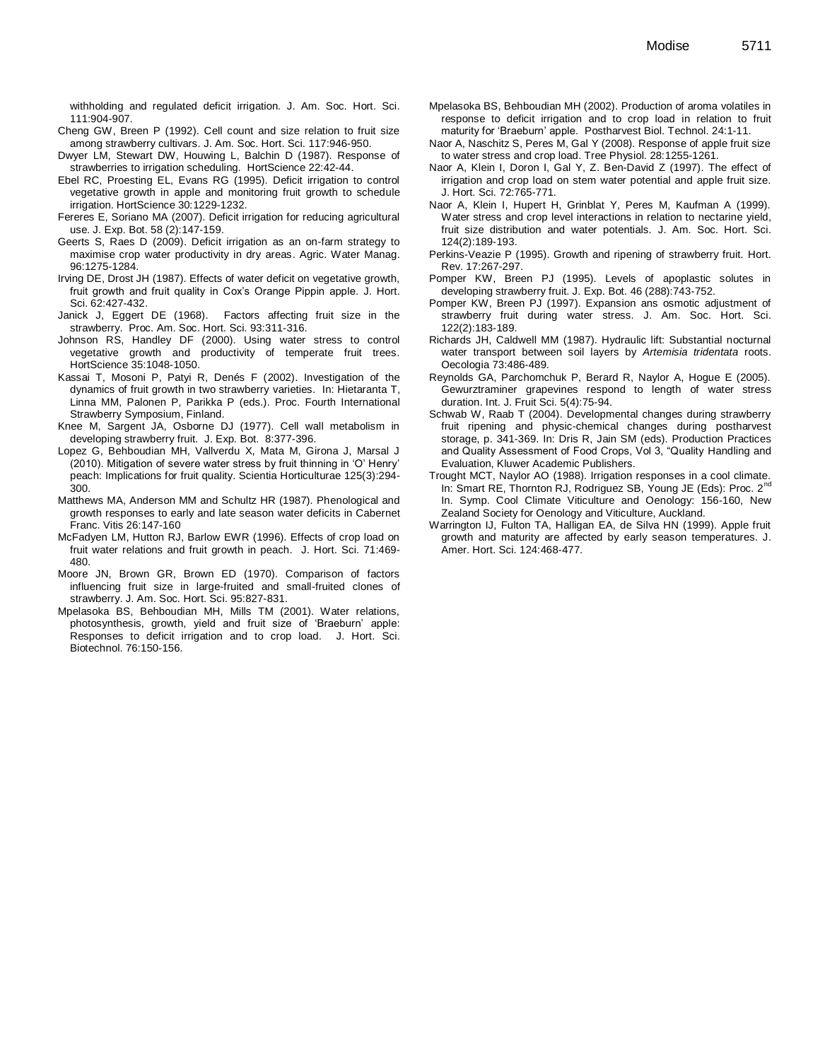withholding and regulated deficit irrigation. J. Am. Soc. Hort. Sci. 111:904-907.

Cheng GW, Breen P (1992). Cell count and size relation to fruit size among strawberry cultivars. J. Am. Soc. Hort. Sci. 117:946-950.

Dwyer LM, Stewart DW, Houwing L, Balchin D (1987). Response of strawberries to irrigation scheduling. HortScience 22:42-44.

Ebel RC, Proesting EL, Evans RG (1995). Deficit irrigation to control vegetative growth in apple and monitoring fruit growth to schedule irrigation. HortScience 30:1229-1232.

Fereres E, Soriano MA (2007). Deficit irrigation for reducing agricultural use. J. Exp. Bot. 58 (2):147-159.

Geerts S, Raes D (2009). Deficit irrigation as an on-farm strategy to maximise crop water productivity in dry areas. Agric. Water Manag. 96:1275-1284.

Irving DE, Drost JH (1987). Effects of water deficit on vegetative growth, fruit growth and fruit quality in Cox's Orange Pippin apple. J. Hort. Sci. 62:427-432.

Janick J, Eggert DE (1968). Factors affecting fruit size in the strawberry. Proc. Am. Soc. Hort. Sci. 93:311-316.

Johnson RS, Handley DF (2000). Using water stress to control vegetative growth and productivity of temperate fruit trees. HortScience 35:1048-1050.

Kassai T, Mosoni P, Patyi R, Denés F (2002). Investigation of the dynamics of fruit growth in two strawberry varieties. In: Hietaranta T, Linna MM, Palonen P, Parikka P (eds.). Proc. Fourth International Strawberry Symposium, Finland.

Knee M, Sargent JA, Osborne DJ (1977). Cell wall metabolism in developing strawberry fruit. J. Exp. Bot. 8:377-396.

Lopez G, Behboudian MH, Vallverdu X, Mata M, Girona J, Marsal J (2010). Mitigation of severe water stress by fruit thinning in 'O' Henry' peach: Implications for fruit quality. Scientia Horticulturae 125(3):294-300.

Matthews MA, Anderson MM and Schultz HR (1987). Phenological and growth responses to early and late season water deficits in Cabernet Franc. Vitis 26:147-160

McFadyen LM, Hutton RJ, Barlow EWR (1996). Effects of crop load on fruit water relations and fruit growth in peach. J. Hort. Sci. 71:469-480.

Moore JN, Brown GR, Brown ED (1970). Comparison of factors influencing fruit size in large-fruited and small-fruited clones of strawberry. J. Am. Soc. Hort. Sci. 95:827-831.

Mpelasoka BS, Behboudian MH, Mills TM (2001). Water relations, photosynthesis, growth, yield and fruit size of 'Braeburn' apple: Responses to deficit irrigation and to crop load. J. Hort. Sci. Biotechnol. 76:150-156.

Mpelasoka BS, Behboudian MH (2002). Production of aroma volatiles in response to deficit irrigation and to crop load in relation to fruit maturity for 'Braeburn' apple. Postharvest Biol. Technol. 24:1-11.

Naor A, Naschitz S, Peres M, Gal Y (2008). Response of apple fruit size to water stress and crop load. Tree Physiol. 28:1255-1261.

Naor A, Klein I, Doron I, Gal Y, Z. Ben-David Z (1997). The effect of irrigation and crop load on stem water potential and apple fruit size. J. Hort. Sci. 72:765-771.

Naor A, Klein I, Hupert H, Grinblat Y, Peres M, Kaufman A (1999). Water stress and crop level interactions in relation to nectarine yield, fruit size distribution and water potentials. J. Am. Soc. Hort. Sci. 124(2):189-193.

Perkins-Veazie P (1995). Growth and ripening of strawberry fruit. Hort. Rev. 17:267-297.

Pomper KW, Breen PJ (1995). Levels of apoplastic solutes in developing strawberry fruit. J. Exp. Bot. 46 (288):743-752.

Pomper KW, Breen PJ (1997). Expansion ans osmotic adjustment of strawberry fruit during water stress. J. Am. Soc. Hort. Sci. 122(2):183-189.

Richards JH, Caldwell MM (1987). Hydraulic lift: Substantial nocturnal water transport between soil layers by *Artemisia tridentata* roots. Oecologia 73:486-489.

Reynolds GA, Parchomchuk P, Berard R, Naylor A, Hogue E (2005). Gewurztraminer grapevines respond to length of water stress duration. Int. J. Fruit Sci. 5(4):75-94.

Schwab W, Raab T (2004). Developmental changes during strawberry fruit ripening and physic-chemical changes during postharvest storage, p. 341-369. In: Dris R, Jain SM (eds). Production Practices and Quality Assessment of Food Crops, Vol 3, "Quality Handling and Evaluation, Kluwer Academic Publishers.

Trought MCT, Naylor AO (1988). Irrigation responses in a cool climate. In: Smart RE, Thornton RJ, Rodriguez SB, Young JE (Eds): Proc. 2nd In. Symp. Cool Climate Viticulture and Oenology: 156-160, New Zealand Society for Oenology and Viticulture, Auckland.

Warrington IJ, Fulton TA, Halligan EA, de Silva HN (1999). Apple fruit growth and maturity are affected by early season temperatures. J. Amer. Hort. Sci. 124:468-477.